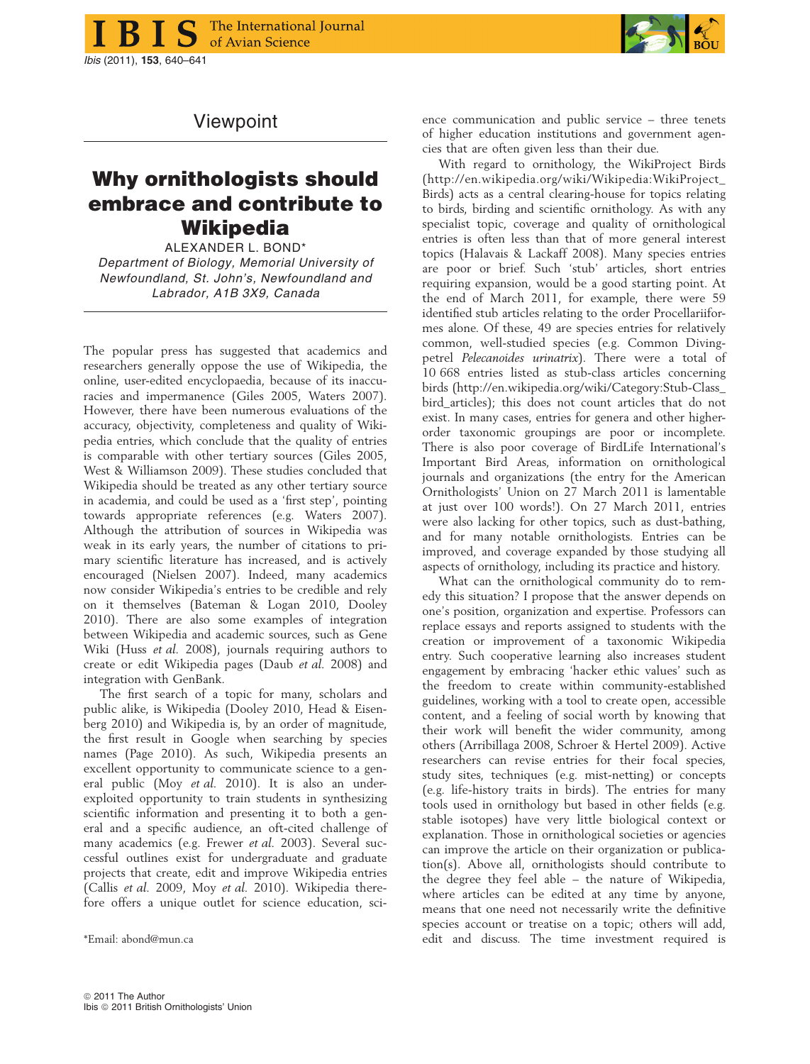Viewpoint

# Why ornithologists should embrace and contribute to Wikipedia

ALEXANDER L. BOND*

*Department of Biology, Memorial University of Newfoundland, St. John's, Newfoundland and Labrador, A1B 3X9, Canada*

The popular press has suggested that academics and researchers generally oppose the use of Wikipedia, the online, user-edited encyclopaedia, because of its inaccuracies and impermanence (Giles 2005, Waters 2007). However, there have been numerous evaluations of the accuracy, objectivity, completeness and quality of Wikipedia entries, which conclude that the quality of entries is comparable with other tertiary sources (Giles 2005, West & Williamson 2009). These studies concluded that Wikipedia should be treated as any other tertiary source in academia, and could be used as a 'first step', pointing towards appropriate references (e.g. Waters 2007). Although the attribution of sources in Wikipedia was weak in its early years, the number of citations to primary scientific literature has increased, and is actively encouraged (Nielsen 2007). Indeed, many academics now consider Wikipedia's entries to be credible and rely on it themselves (Bateman & Logan 2010, Dooley 2010). There are also some examples of integration between Wikipedia and academic sources, such as Gene Wiki (Huss *et al.* 2008), journals requiring authors to create or edit Wikipedia pages (Daub *et al.* 2008) and integration with GenBank.

The first search of a topic for many, scholars and public alike, is Wikipedia (Dooley 2010, Head & Eisenberg 2010) and Wikipedia is, by an order of magnitude, the first result in Google when searching by species names (Page 2010). As such, Wikipedia presents an excellent opportunity to communicate science to a general public (Moy *et al.* 2010). It is also an under-exploited opportunity to train students in synthesizing scientific information and presenting it to both a general and a specific audience, an oft-cited challenge of many academics (e.g. Frewer *et al.* 2003). Several successful outlines exist for undergraduate and graduate projects that create, edit and improve Wikipedia entries (Callis *et al.* 2009, Moy *et al.* 2010). Wikipedia therefore offers a unique outlet for science education, science communication and public service – three tenets of higher education institutions and government agencies that are often given less than their due.

With regard to ornithology, the WikiProject Birds (http://en.wikipedia.org/wiki/Wikipedia:WikiProject_Birds) acts as a central clearing-house for topics relating to birds, birding and scientific ornithology. As with any specialist topic, coverage and quality of ornithological entries is often less than that of more general interest topics (Halavais & Lackaff 2008). Many species entries are poor or brief. Such 'stub' articles, short entries requiring expansion, would be a good starting point. At the end of March 2011, for example, there were 59 identified stub articles relating to the order Procellariiformes alone. Of these, 49 are species entries for relatively common, well-studied species (e.g. Common Diving-petrel *Pelecanoides urinatrix*). There were a total of 10 668 entries listed as stub-class articles concerning birds (http://en.wikipedia.org/wiki/Category:Stub-Class_bird_articles); this does not count articles that do not exist. In many cases, entries for genera and other higher-order taxonomic groupings are poor or incomplete. There is also poor coverage of BirdLife International's Important Bird Areas, information on ornithological journals and organizations (the entry for the American Ornithologists' Union on 27 March 2011 is lamentable at just over 100 words!). On 27 March 2011, entries were also lacking for other topics, such as dust-bathing, and for many notable ornithologists. Entries can be improved, and coverage expanded by those studying all aspects of ornithology, including its practice and history.

What can the ornithological community do to remedy this situation? I propose that the answer depends on one's position, organization and expertise. Professors can replace essays and reports assigned to students with the creation or improvement of a taxonomic Wikipedia entry. Such cooperative learning also increases student engagement by embracing 'hacker ethic values' such as the freedom to create within community-established guidelines, working with a tool to create open, accessible content, and a feeling of social worth by knowing that their work will benefit the wider community, among others (Arribillaga 2008, Schroer & Hertel 2009). Active researchers can revise entries for their focal species, study sites, techniques (e.g. mist-netting) or concepts (e.g. life-history traits in birds). The entries for many tools used in ornithology but based in other fields (e.g. stable isotopes) have very little biological context or explanation. Those in ornithological societies or agencies can improve the article on their organization or publication(s). Above all, ornithologists should contribute to the degree they feel able – the nature of Wikipedia, where articles can be edited at any time by anyone, means that one need not necessarily write the definitive species account or treatise on a topic; others will add, edit and discuss. The time investment required is

*Email: abond@mun.ca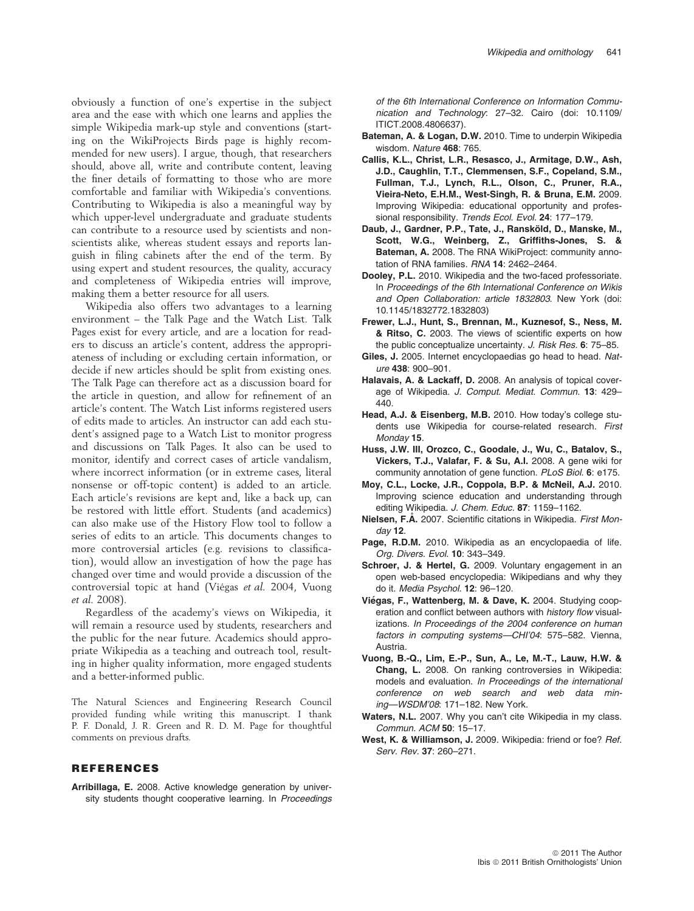obviously a function of one's expertise in the subject area and the ease with which one learns and applies the simple Wikipedia mark-up style and conventions (starting on the WikiProjects Birds page is highly recommended for new users). I argue, though, that researchers should, above all, write and contribute content, leaving the finer details of formatting to those who are more comfortable and familiar with Wikipedia's conventions. Contributing to Wikipedia is also a meaningful way by which upper-level undergraduate and graduate students can contribute to a resource used by scientists and non-scientists alike, whereas student essays and reports languish in filing cabinets after the end of the term. By using expert and student resources, the quality, accuracy and completeness of Wikipedia entries will improve, making them a better resource for all users.

Wikipedia also offers two advantages to a learning environment – the Talk Page and the Watch List. Talk Pages exist for every article, and are a location for readers to discuss an article's content, address the appropriateness of including or excluding certain information, or decide if new articles should be split from existing ones. The Talk Page can therefore act as a discussion board for the article in question, and allow for refinement of an article's content. The Watch List informs registered users of edits made to articles. An instructor can add each student's assigned page to a Watch List to monitor progress and discussions on Talk Pages. It also can be used to monitor, identify and correct cases of article vandalism, where incorrect information (or in extreme cases, literal nonsense or off-topic content) is added to an article. Each article's revisions are kept and, like a back up, can be restored with little effort. Students (and academics) can also make use of the History Flow tool to follow a series of edits to an article. This documents changes to more controversial articles (e.g. revisions to classification), would allow an investigation of how the page has changed over time and would provide a discussion of the controversial topic at hand (Viégas *et al.* 2004, Vuong *et al.* 2008).

Regardless of the academy's views on Wikipedia, it will remain a resource used by students, researchers and the public for the near future. Academics should appropriate Wikipedia as a teaching and outreach tool, resulting in higher quality information, more engaged students and a better-informed public.

The Natural Sciences and Engineering Research Council provided funding while writing this manuscript. I thank P. F. Donald, J. R. Green and R. D. M. Page for thoughtful comments on previous drafts.

## REFERENCES

**Arribillaga, E.** 2008. Active knowledge generation by university students thought cooperative learning. In *Proceedings of the 6th International Conference on Information Communication and Technology*: 27–32. Cairo (doi: 10.1109/ITICT.2008.4806637).

**Bateman, A. & Logan, D.W.** 2010. Time to underpin Wikipedia wisdom. *Nature* **468**: 765.

**Callis, K.L., Christ, L.R., Resasco, J., Armitage, D.W., Ash, J.D., Caughlin, T.T., Clemmensen, S.F., Copeland, S.M., Fullman, T.J., Lynch, R.L., Olson, C., Pruner, R.A., Vieira-Neto, E.H.M., West-Singh, R. & Bruna, E.M.** 2009. Improving Wikipedia: educational opportunity and professional responsibility. *Trends Ecol. Evol.* **24**: 177–179.

**Daub, J., Gardner, P.P., Tate, J., Ranskӧld, D., Manske, M., Scott, W.G., Weinberg, Z., Griffiths-Jones, S. & Bateman, A.** 2008. The RNA WikiProject: community annotation of RNA families. *RNA* **14**: 2462–2464.

**Dooley, P.L.** 2010. Wikipedia and the two-faced professoriate. In *Proceedings of the 6th International Conference on Wikis and Open Collaboration: article 1832803*. New York (doi: 10.1145/1832772.1832803)

**Frewer, L.J., Hunt, S., Brennan, M., Kuznesof, S., Ness, M. & Ritso, C.** 2003. The views of scientific experts on how the public conceptualize uncertainty. *J. Risk Res.* **6**: 75–85.

**Giles, J.** 2005. Internet encyclopaedias go head to head. *Nature* **438**: 900–901.

**Halavais, A. & Lackaff, D.** 2008. An analysis of topical coverage of Wikipedia. *J. Comput. Mediat. Commun.* **13**: 429–440.

**Head, A.J. & Eisenberg, M.B.** 2010. How today's college students use Wikipedia for course-related research. *First Monday* **15**.

**Huss, J.W. III, Orozco, C., Goodale, J., Wu, C., Batalov, S., Vickers, T.J., Valafar, F. & Su, A.I.** 2008. A gene wiki for community annotation of gene function. *PLoS Biol.* **6**: e175.

**Moy, C.L., Locke, J.R., Coppola, B.P. & McNeil, A.J.** 2010. Improving science education and understanding through editing Wikipedia. *J. Chem. Educ.* **87**: 1159–1162.

**Nielsen, F.Å.** 2007. Scientific citations in Wikipedia. *First Monday* **12**.

**Page, R.D.M.** 2010. Wikipedia as an encyclopaedia of life. *Org. Divers. Evol.* **10**: 343–349.

**Schroer, J. & Hertel, G.** 2009. Voluntary engagement in an open web-based encyclopedia: Wikipedians and why they do it. *Media Psychol.* **12**: 96–120.

**Viégas, F., Wattenberg, M. & Dave, K.** 2004. Studying cooperation and conflict between authors with *history flow* visualizations. *In Proceedings of the 2004 conference on human factors in computing systems—CHI'04*: 575–582. Vienna, Austria.

**Vuong, B.-Q., Lim, E.-P., Sun, A., Le, M.-T., Lauw, H.W. & Chang, L.** 2008. On ranking controversies in Wikipedia: models and evaluation. *In Proceedings of the international conference on web search and web data mining—WSDM'08*: 171–182. New York.

**Waters, N.L.** 2007. Why you can't cite Wikipedia in my class. *Commun. ACM* **50**: 15–17.

**West, K. & Williamson, J.** 2009. Wikipedia: friend or foe? *Ref. Serv. Rev.* **37**: 260–271.